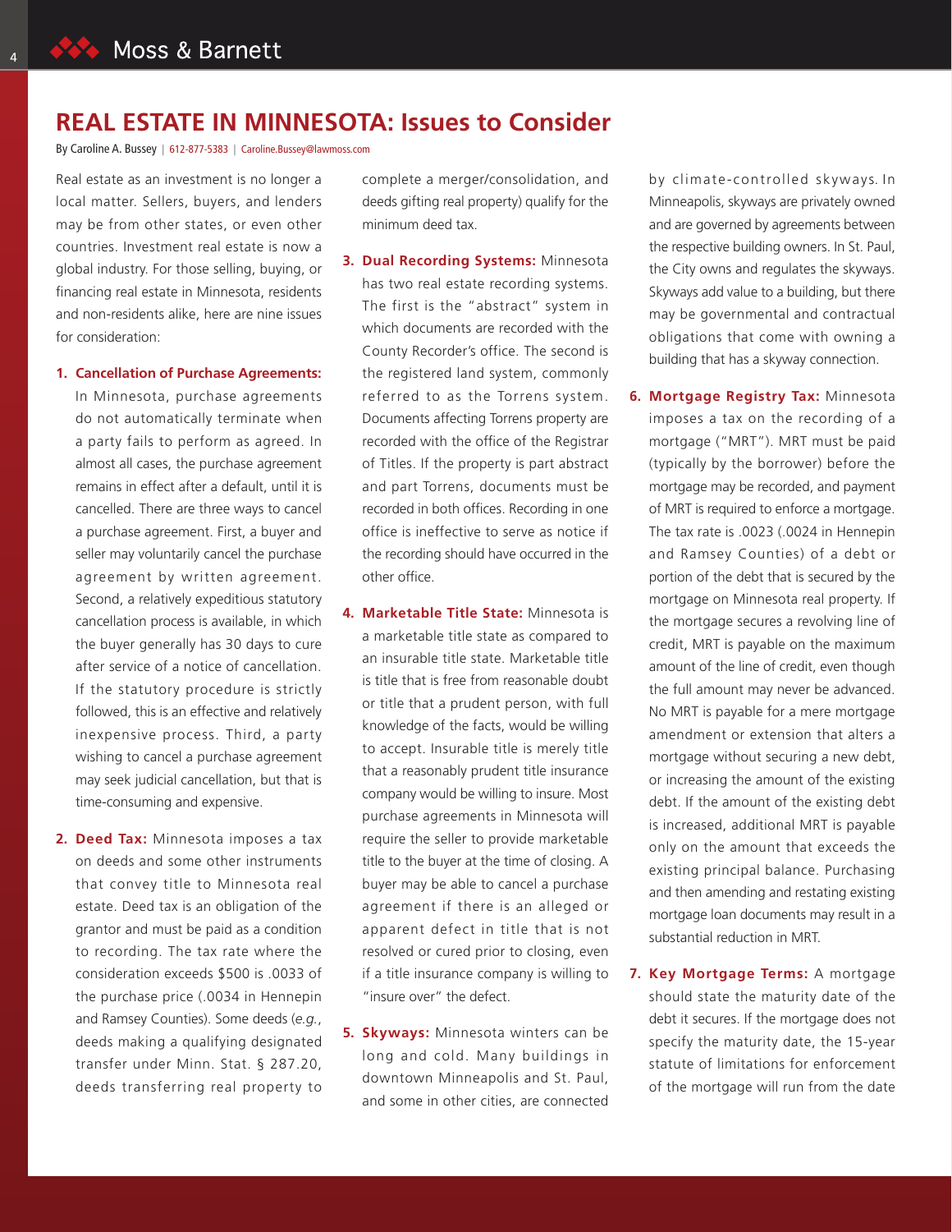# REAL ESTATE IN MINNESOTA: Issues to Consider

By Caroline A. Bussey | 612-877-5383 | Caroline.Bussey@lawmoss.com

Real estate as an investment is no longer a local matter. Sellers, buyers, and lenders may be from other states, or even other countries. Investment real estate is now a global industry. For those selling, buying, or financing real estate in Minnesota, residents and non-residents alike, here are nine issues for consideration:

1. **Cancellation of Purchase Agreements:** In Minnesota, purchase agreements do not automatically terminate when a party fails to perform as agreed. In almost all cases, the purchase agreement remains in effect after a default, until it is cancelled. There are three ways to cancel a purchase agreement. First, a buyer and seller may voluntarily cancel the purchase agreement by written agreement. Second, a relatively expeditious statutory cancellation process is available, in which the buyer generally has 30 days to cure after service of a notice of cancellation. If the statutory procedure is strictly followed, this is an effective and relatively inexpensive process. Third, a party wishing to cancel a purchase agreement may seek judicial cancellation, but that is time-consuming and expensive.

2. **Deed Tax:** Minnesota imposes a tax on deeds and some other instruments that convey title to Minnesota real estate. Deed tax is an obligation of the grantor and must be paid as a condition to recording. The tax rate where the consideration exceeds $500 is .0033 of the purchase price (.0034 in Hennepin and Ramsey Counties). Some deeds (*e.g.*, deeds making a qualifying designated transfer under Minn. Stat. § 287.20, deeds transferring real property to complete a merger/consolidation, and deeds gifting real property) qualify for the minimum deed tax.

3. **Dual Recording Systems:** Minnesota has two real estate recording systems. The first is the "abstract" system in which documents are recorded with the County Recorder's office. The second is the registered land system, commonly referred to as the Torrens system. Documents affecting Torrens property are recorded with the office of the Registrar of Titles. If the property is part abstract and part Torrens, documents must be recorded in both offices. Recording in one office is ineffective to serve as notice if the recording should have occurred in the other office.

4. **Marketable Title State:** Minnesota is a marketable title state as compared to an insurable title state. Marketable title is title that is free from reasonable doubt or title that a prudent person, with full knowledge of the facts, would be willing to accept. Insurable title is merely title that a reasonably prudent title insurance company would be willing to insure. Most purchase agreements in Minnesota will require the seller to provide marketable title to the buyer at the time of closing. A buyer may be able to cancel a purchase agreement if there is an alleged or apparent defect in title that is not resolved or cured prior to closing, even if a title insurance company is willing to "insure over" the defect.

5. **Skyways:** Minnesota winters can be long and cold. Many buildings in downtown Minneapolis and St. Paul, and some in other cities, are connected by climate-controlled skyways. In Minneapolis, skyways are privately owned and are governed by agreements between the respective building owners. In St. Paul, the City owns and regulates the skyways. Skyways add value to a building, but there may be governmental and contractual obligations that come with owning a building that has a skyway connection.

6. **Mortgage Registry Tax:** Minnesota imposes a tax on the recording of a mortgage ("MRT"). MRT must be paid (typically by the borrower) before the mortgage may be recorded, and payment of MRT is required to enforce a mortgage. The tax rate is .0023 (.0024 in Hennepin and Ramsey Counties) of a debt or portion of the debt that is secured by the mortgage on Minnesota real property. If the mortgage secures a revolving line of credit, MRT is payable on the maximum amount of the line of credit, even though the full amount may never be advanced. No MRT is payable for a mere mortgage amendment or extension that alters a mortgage without securing a new debt, or increasing the amount of the existing debt. If the amount of the existing debt is increased, additional MRT is payable only on the amount that exceeds the existing principal balance. Purchasing and then amending and restating existing mortgage loan documents may result in a substantial reduction in MRT.

7. **Key Mortgage Terms:** A mortgage should state the maturity date of the debt it secures. If the mortgage does not specify the maturity date, the 15-year statute of limitations for enforcement of the mortgage will run from the date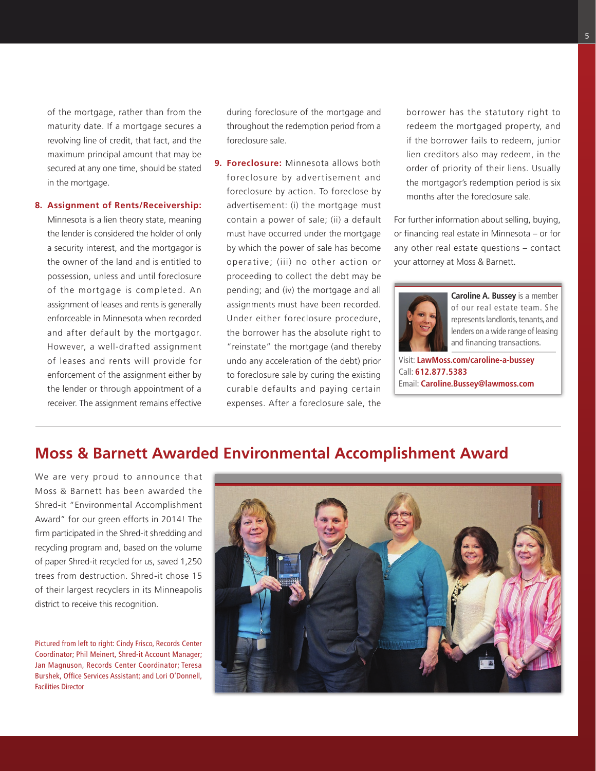of the mortgage, rather than from the maturity date. If a mortgage secures a revolving line of credit, that fact, and the maximum principal amount that may be secured at any one time, should be stated in the mortgage.

8. **Assignment of Rents/Receivership:** Minnesota is a lien theory state, meaning the lender is considered the holder of only a security interest, and the mortgagor is the owner of the land and is entitled to possession, unless and until foreclosure of the mortgage is completed. An assignment of leases and rents is generally enforceable in Minnesota when recorded and after default by the mortgagor. However, a well-drafted assignment of leases and rents will provide for enforcement of the assignment either by the lender or through appointment of a receiver. The assignment remains effective during foreclosure of the mortgage and throughout the redemption period from a foreclosure sale.

9. **Foreclosure:** Minnesota allows both foreclosure by advertisement and foreclosure by action. To foreclose by advertisement: (i) the mortgage must contain a power of sale; (ii) a default must have occurred under the mortgage by which the power of sale has become operative; (iii) no other action or proceeding to collect the debt may be pending; and (iv) the mortgage and all assignments must have been recorded. Under either foreclosure procedure, the borrower has the absolute right to "reinstate" the mortgage (and thereby undo any acceleration of the debt) prior to foreclosure sale by curing the existing curable defaults and paying certain expenses. After a foreclosure sale, the borrower has the statutory right to redeem the mortgaged property, and if the borrower fails to redeem, junior lien creditors also may redeem, in the order of priority of their liens. Usually the mortgagor's redemption period is six months after the foreclosure sale.

For further information about selling, buying, or financing real estate in Minnesota – or for any other real estate questions – contact your attorney at Moss & Barnett.

**Caroline A. Bussey** is a member of our real estate team. She represents landlords, tenants, and lenders on a wide range of leasing and financing transactions.

Visit: **LawMoss.com/caroline-a-bussey**
Call: **612.877.5383**
Email: **Caroline.Bussey@lawmoss.com**

## Moss & Barnett Awarded Environmental Accomplishment Award

We are very proud to announce that Moss & Barnett has been awarded the Shred-it "Environmental Accomplishment Award" for our green efforts in 2014! The firm participated in the Shred-it shredding and recycling program and, based on the volume of paper Shred-it recycled for us, saved 1,250 trees from destruction. Shred-it chose 15 of their largest recyclers in its Minneapolis district to receive this recognition.

Pictured from left to right: Cindy Frisco, Records Center Coordinator; Phil Meinert, Shred-it Account Manager; Jan Magnuson, Records Center Coordinator; Teresa Burshek, Office Services Assistant; and Lori O'Donnell, Facilities Director